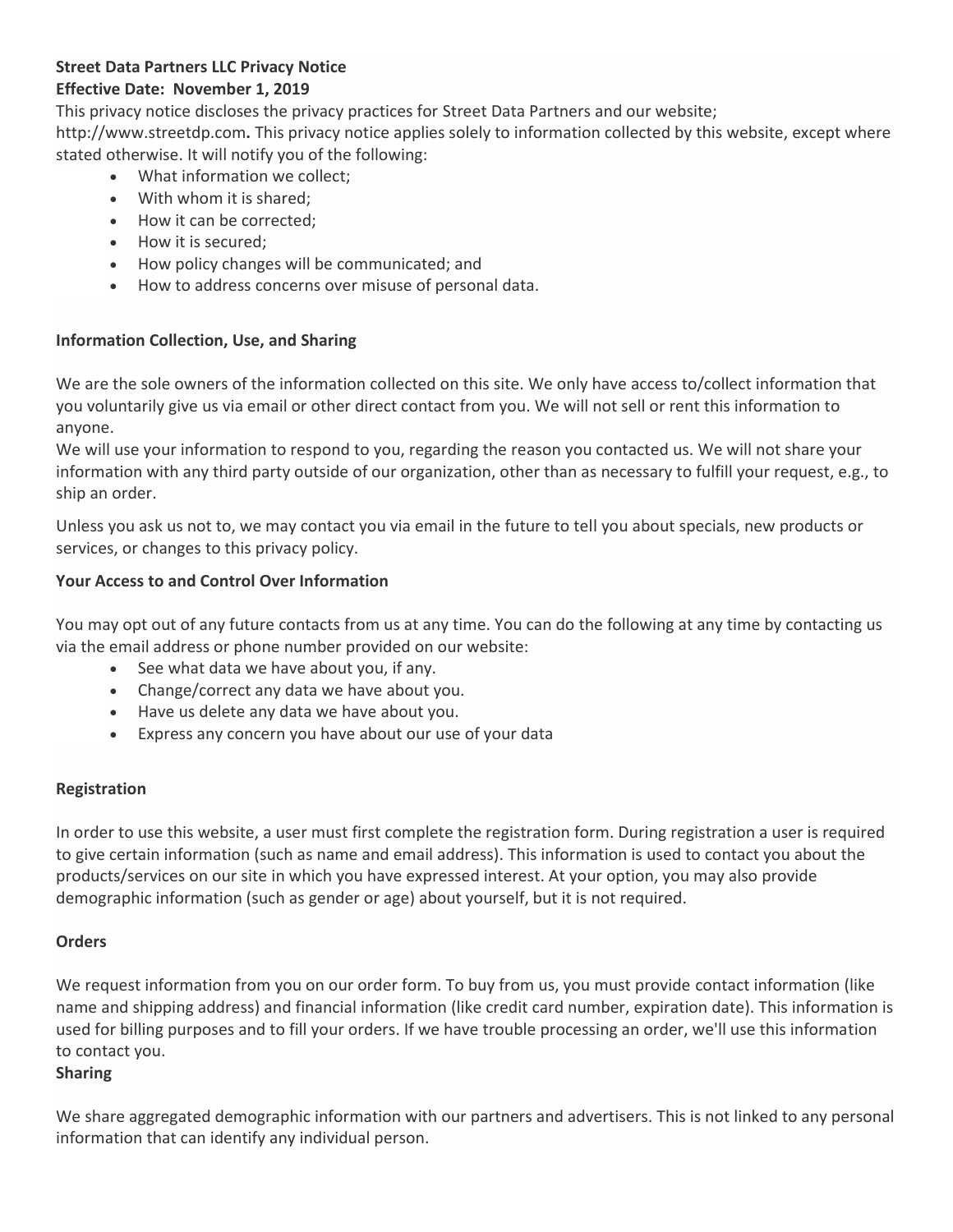**Street Data Partners LLC Privacy Notice**
**Effective Date: November 1, 2019**

This privacy notice discloses the privacy practices for Street Data Partners and our website; http://www.streetdp.com**.** This privacy notice applies solely to information collected by this website, except where stated otherwise. It will notify you of the following:

- What information we collect;
- With whom it is shared;
- How it can be corrected;
- How it is secured;
- How policy changes will be communicated; and
- How to address concerns over misuse of personal data.

**Information Collection, Use, and Sharing**

We are the sole owners of the information collected on this site. We only have access to/collect information that you voluntarily give us via email or other direct contact from you. We will not sell or rent this information to anyone.

We will use your information to respond to you, regarding the reason you contacted us. We will not share your information with any third party outside of our organization, other than as necessary to fulfill your request, e.g., to ship an order.

Unless you ask us not to, we may contact you via email in the future to tell you about specials, new products or services, or changes to this privacy policy.

**Your Access to and Control Over Information**

You may opt out of any future contacts from us at any time. You can do the following at any time by contacting us via the email address or phone number provided on our website:

- See what data we have about you, if any.
- Change/correct any data we have about you.
- Have us delete any data we have about you.
- Express any concern you have about our use of your data

**Registration**

In order to use this website, a user must first complete the registration form. During registration a user is required to give certain information (such as name and email address). This information is used to contact you about the products/services on our site in which you have expressed interest. At your option, you may also provide demographic information (such as gender or age) about yourself, but it is not required.

**Orders**

We request information from you on our order form. To buy from us, you must provide contact information (like name and shipping address) and financial information (like credit card number, expiration date). This information is used for billing purposes and to fill your orders. If we have trouble processing an order, we'll use this information to contact you.

**Sharing**

We share aggregated demographic information with our partners and advertisers. This is not linked to any personal information that can identify any individual person.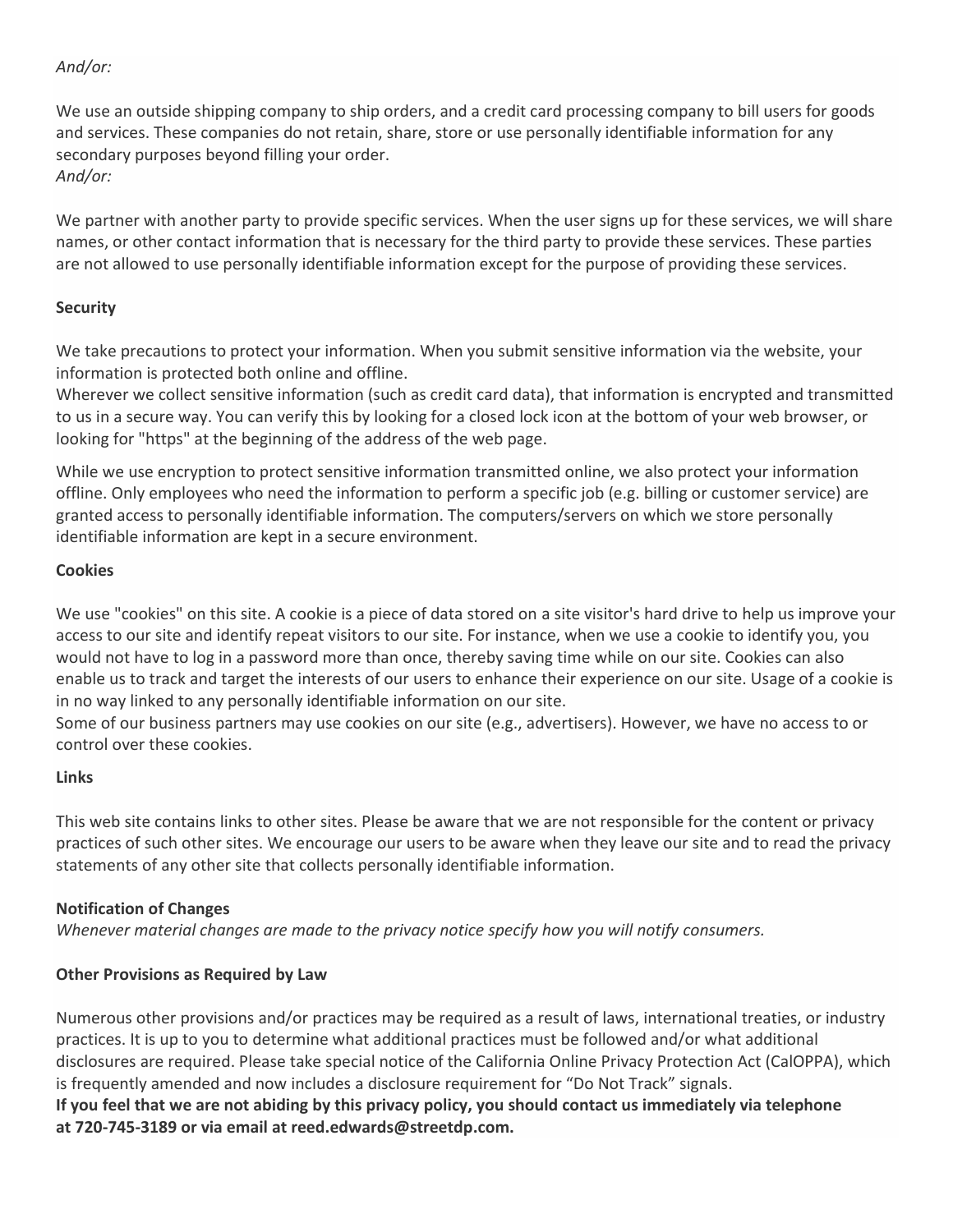*And/or:*

We use an outside shipping company to ship orders, and a credit card processing company to bill users for goods and services. These companies do not retain, share, store or use personally identifiable information for any secondary purposes beyond filling your order.
*And/or:*

We partner with another party to provide specific services. When the user signs up for these services, we will share names, or other contact information that is necessary for the third party to provide these services. These parties are not allowed to use personally identifiable information except for the purpose of providing these services.

**Security**

We take precautions to protect your information. When you submit sensitive information via the website, your information is protected both online and offline.
Wherever we collect sensitive information (such as credit card data), that information is encrypted and transmitted to us in a secure way. You can verify this by looking for a closed lock icon at the bottom of your web browser, or looking for "https" at the beginning of the address of the web page.

While we use encryption to protect sensitive information transmitted online, we also protect your information offline. Only employees who need the information to perform a specific job (e.g. billing or customer service) are granted access to personally identifiable information. The computers/servers on which we store personally identifiable information are kept in a secure environment.

**Cookies**

We use "cookies" on this site. A cookie is a piece of data stored on a site visitor's hard drive to help us improve your access to our site and identify repeat visitors to our site. For instance, when we use a cookie to identify you, you would not have to log in a password more than once, thereby saving time while on our site. Cookies can also enable us to track and target the interests of our users to enhance their experience on our site. Usage of a cookie is in no way linked to any personally identifiable information on our site.
Some of our business partners may use cookies on our site (e.g., advertisers). However, we have no access to or control over these cookies.

**Links**

This web site contains links to other sites. Please be aware that we are not responsible for the content or privacy practices of such other sites. We encourage our users to be aware when they leave our site and to read the privacy statements of any other site that collects personally identifiable information.

**Notification of Changes**
*Whenever material changes are made to the privacy notice specify how you will notify consumers.*

**Other Provisions as Required by Law**

Numerous other provisions and/or practices may be required as a result of laws, international treaties, or industry practices. It is up to you to determine what additional practices must be followed and/or what additional disclosures are required. Please take special notice of the California Online Privacy Protection Act (CalOPPA), which is frequently amended and now includes a disclosure requirement for “Do Not Track” signals.
**If you feel that we are not abiding by this privacy policy, you should contact us immediately via telephone at 720-745-3189 or via email at reed.edwards@streetdp.com.**